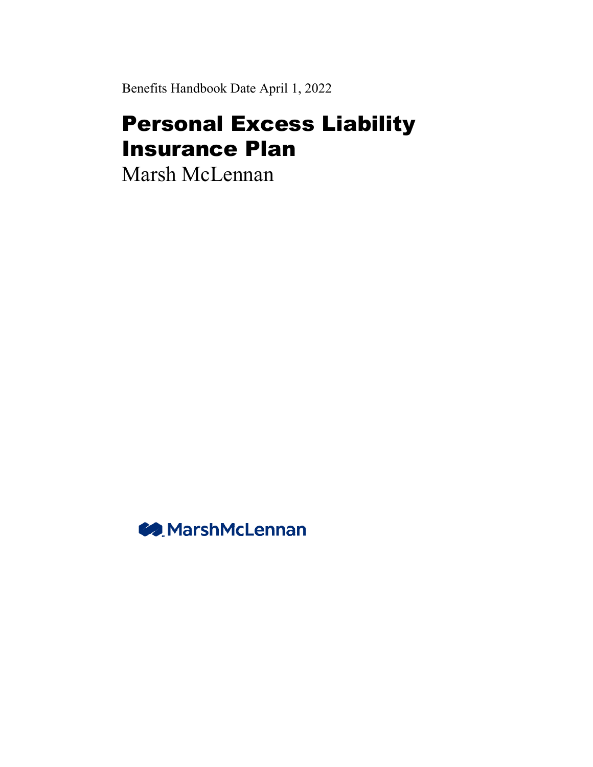Benefits Handbook Date April 1, 2022

# Personal Excess Liability Insurance Plan

Marsh McLennan

MarshMcLennan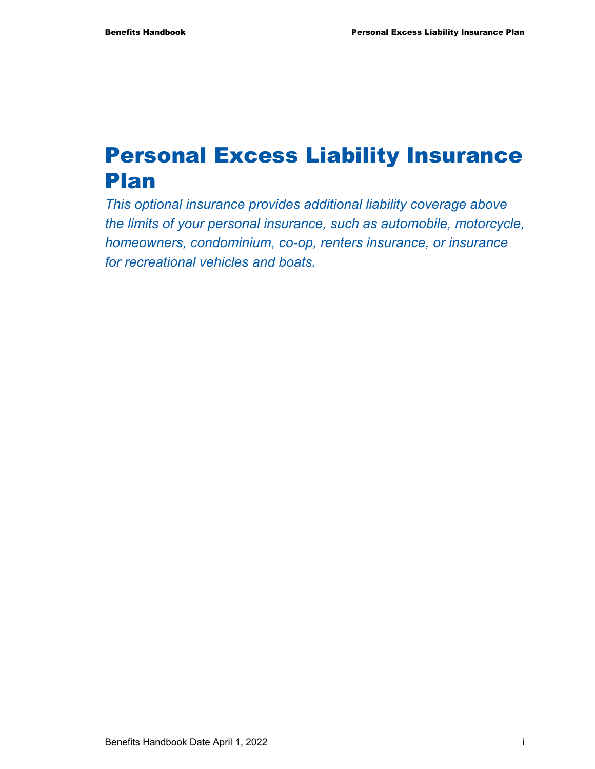# Personal Excess Liability Insurance Plan

*This optional insurance provides additional liability coverage above the limits of your personal insurance, such as automobile, motorcycle, homeowners, condominium, co-op, renters insurance, or insurance for recreational vehicles and boats.*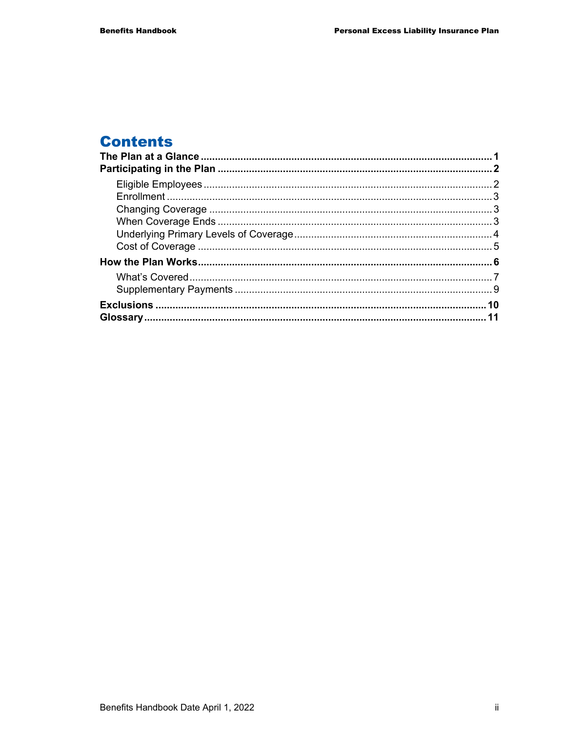# Contents

**The Plan at a Glance** .......... **1**

**Participating in the Plan** .......... **2**

- Eligible Employees .......... 2
- Enrollment .......... 3
- Changing Coverage .......... 3
- When Coverage Ends .......... 3
- Underlying Primary Levels of Coverage .......... 4
- Cost of Coverage .......... 5

**How the Plan Works** .......... **6**

- What's Covered .......... 7
- Supplementary Payments .......... 9

**Exclusions** .......... **10**

**Glossary** .......... **11**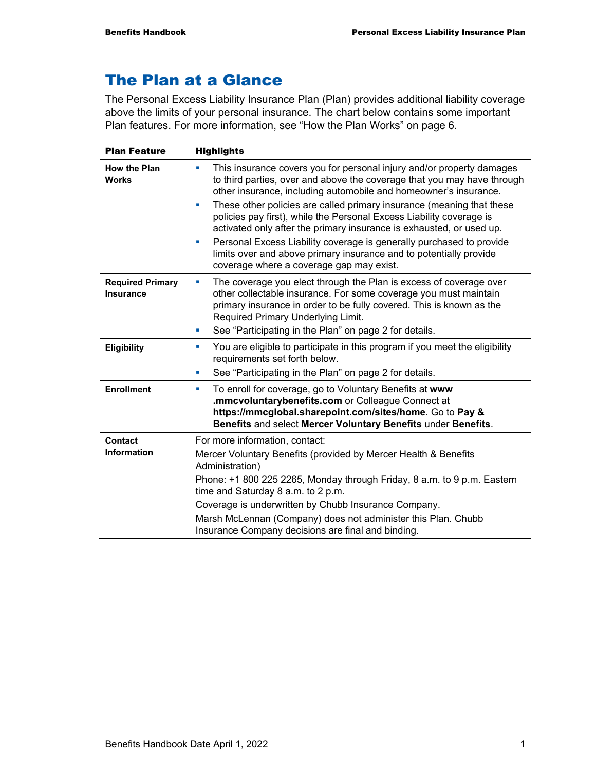# The Plan at a Glance

The Personal Excess Liability Insurance Plan (Plan) provides additional liability coverage above the limits of your personal insurance. The chart below contains some important Plan features. For more information, see "How the Plan Works" on page 6.

| Plan Feature | Highlights |
|---|---|
| **How the Plan Works** | ▪ This insurance covers you for personal injury and/or property damages to third parties, over and above the coverage that you may have through other insurance, including automobile and homeowner's insurance.<br>▪ These other policies are called primary insurance (meaning that these policies pay first), while the Personal Excess Liability coverage is activated only after the primary insurance is exhausted, or used up.<br>▪ Personal Excess Liability coverage is generally purchased to provide limits over and above primary insurance and to potentially provide coverage where a coverage gap may exist. |
| **Required Primary Insurance** | ▪ The coverage you elect through the Plan is excess of coverage over other collectable insurance. For some coverage you must maintain primary insurance in order to be fully covered. This is known as the Required Primary Underlying Limit.<br>▪ See "Participating in the Plan" on page 2 for details. |
| **Eligibility** | ▪ You are eligible to participate in this program if you meet the eligibility requirements set forth below.<br>▪ See "Participating in the Plan" on page 2 for details. |
| **Enrollment** | ▪ To enroll for coverage, go to Voluntary Benefits at **www .mmcvoluntarybenefits.com** or Colleague Connect at **https://mmcglobal.sharepoint.com/sites/home**. Go to **Pay & Benefits** and select **Mercer Voluntary Benefits** under **Benefits**. |
| **Contact Information** | For more information, contact:<br>Mercer Voluntary Benefits (provided by Mercer Health & Benefits Administration)<br>Phone: +1 800 225 2265, Monday through Friday, 8 a.m. to 9 p.m. Eastern time and Saturday 8 a.m. to 2 p.m.<br>Coverage is underwritten by Chubb Insurance Company.<br>Marsh McLennan (Company) does not administer this Plan. Chubb Insurance Company decisions are final and binding. |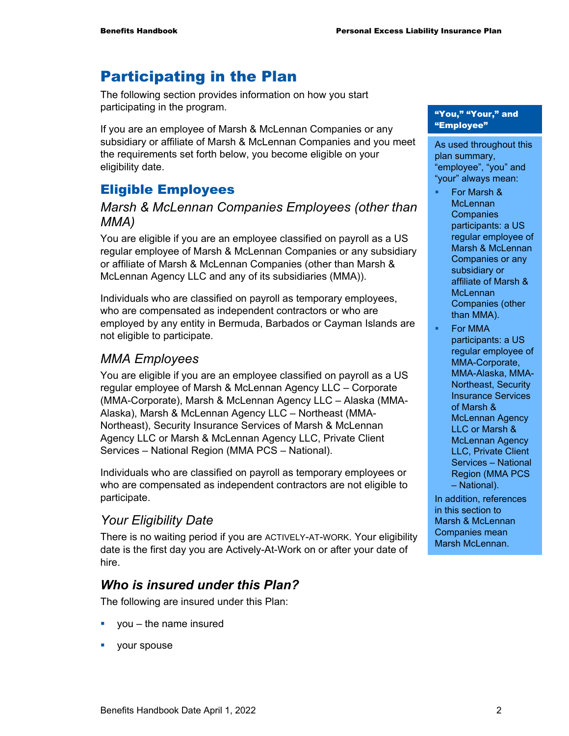# Participating in the Plan

The following section provides information on how you start participating in the program.

If you are an employee of Marsh & McLennan Companies or any subsidiary or affiliate of Marsh & McLennan Companies and you meet the requirements set forth below, you become eligible on your eligibility date.

**"You," "Your," and "Employee"**

As used throughout this plan summary, "employee", "you" and "your" always mean:

- For Marsh & McLennan Companies participants: a US regular employee of Marsh & McLennan Companies or any subsidiary or affiliate of Marsh & McLennan Companies (other than MMA).
- For MMA participants: a US regular employee of MMA-Corporate, MMA-Alaska, MMA-Northeast, Security Insurance Services of Marsh & McLennan Agency LLC or Marsh & McLennan Agency LLC, Private Client Services – National Region (MMA PCS – National).

In addition, references in this section to Marsh & McLennan Companies mean Marsh McLennan.

## Eligible Employees

### *Marsh & McLennan Companies Employees (other than MMA)*

You are eligible if you are an employee classified on payroll as a US regular employee of Marsh & McLennan Companies or any subsidiary or affiliate of Marsh & McLennan Companies (other than Marsh & McLennan Agency LLC and any of its subsidiaries (MMA)).

Individuals who are classified on payroll as temporary employees, who are compensated as independent contractors or who are employed by any entity in Bermuda, Barbados or Cayman Islands are not eligible to participate.

### *MMA Employees*

You are eligible if you are an employee classified on payroll as a US regular employee of Marsh & McLennan Agency LLC – Corporate (MMA-Corporate), Marsh & McLennan Agency LLC – Alaska (MMA-Alaska), Marsh & McLennan Agency LLC – Northeast (MMA-Northeast), Security Insurance Services of Marsh & McLennan Agency LLC or Marsh & McLennan Agency LLC, Private Client Services – National Region (MMA PCS – National).

Individuals who are classified on payroll as temporary employees or who are compensated as independent contractors are not eligible to participate.

### *Your Eligibility Date*

There is no waiting period if you are ACTIVELY-AT-WORK. Your eligibility date is the first day you are Actively-At-Work on or after your date of hire.

### ***Who is insured under this Plan?***

The following are insured under this Plan:

- you – the name insured
- your spouse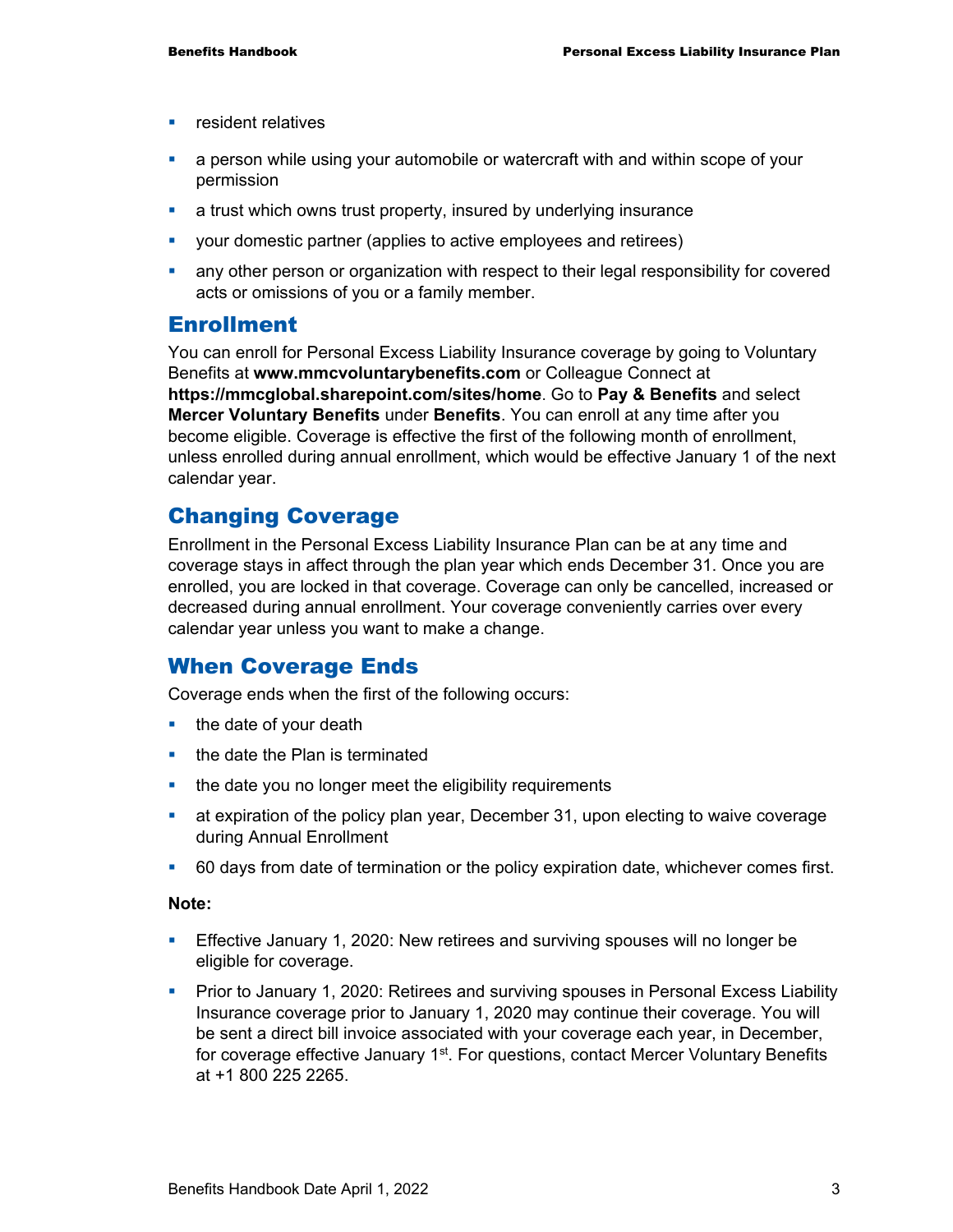- resident relatives
- a person while using your automobile or watercraft with and within scope of your permission
- a trust which owns trust property, insured by underlying insurance
- your domestic partner (applies to active employees and retirees)
- any other person or organization with respect to their legal responsibility for covered acts or omissions of you or a family member.

## Enrollment

You can enroll for Personal Excess Liability Insurance coverage by going to Voluntary Benefits at **www.mmcvoluntarybenefits.com** or Colleague Connect at **https://mmcglobal.sharepoint.com/sites/home**. Go to **Pay & Benefits** and select **Mercer Voluntary Benefits** under **Benefits**. You can enroll at any time after you become eligible. Coverage is effective the first of the following month of enrollment, unless enrolled during annual enrollment, which would be effective January 1 of the next calendar year.

## Changing Coverage

Enrollment in the Personal Excess Liability Insurance Plan can be at any time and coverage stays in affect through the plan year which ends December 31. Once you are enrolled, you are locked in that coverage. Coverage can only be cancelled, increased or decreased during annual enrollment. Your coverage conveniently carries over every calendar year unless you want to make a change.

## When Coverage Ends

Coverage ends when the first of the following occurs:

- the date of your death
- the date the Plan is terminated
- the date you no longer meet the eligibility requirements
- at expiration of the policy plan year, December 31, upon electing to waive coverage during Annual Enrollment
- 60 days from date of termination or the policy expiration date, whichever comes first.

**Note:**

- Effective January 1, 2020: New retirees and surviving spouses will no longer be eligible for coverage.
- Prior to January 1, 2020: Retirees and surviving spouses in Personal Excess Liability Insurance coverage prior to January 1, 2020 may continue their coverage. You will be sent a direct bill invoice associated with your coverage each year, in December, for coverage effective January 1st. For questions, contact Mercer Voluntary Benefits at +1 800 225 2265.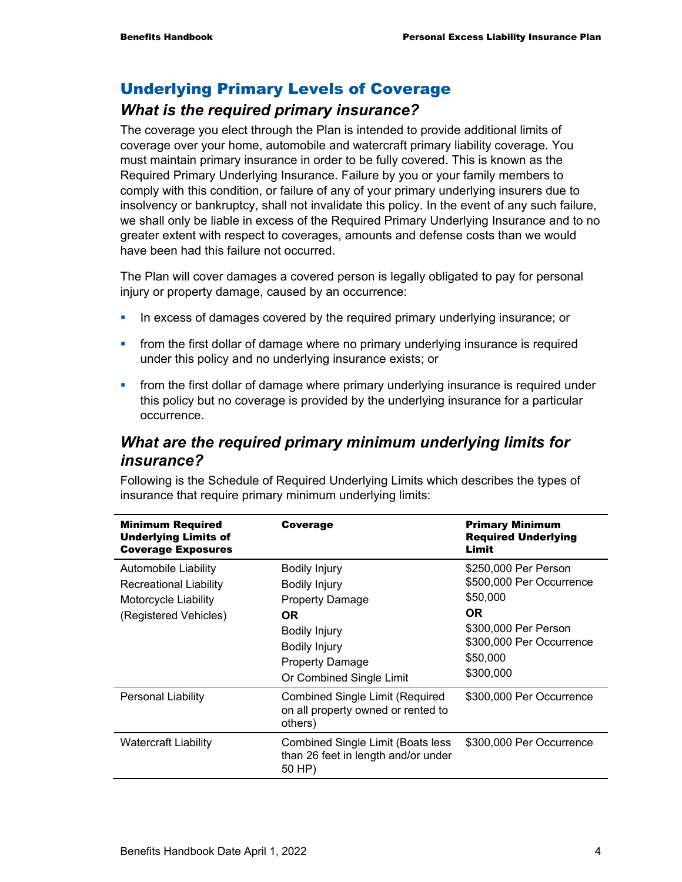## Underlying Primary Levels of Coverage

### *What is the required primary insurance?*

The coverage you elect through the Plan is intended to provide additional limits of coverage over your home, automobile and watercraft primary liability coverage. You must maintain primary insurance in order to be fully covered. This is known as the Required Primary Underlying Insurance. Failure by you or your family members to comply with this condition, or failure of any of your primary underlying insurers due to insolvency or bankruptcy, shall not invalidate this policy. In the event of any such failure, we shall only be liable in excess of the Required Primary Underlying Insurance and to no greater extent with respect to coverages, amounts and defense costs than we would have been had this failure not occurred.

The Plan will cover damages a covered person is legally obligated to pay for personal injury or property damage, caused by an occurrence:

- In excess of damages covered by the required primary underlying insurance; or
- from the first dollar of damage where no primary underlying insurance is required under this policy and no underlying insurance exists; or
- from the first dollar of damage where primary underlying insurance is required under this policy but no coverage is provided by the underlying insurance for a particular occurrence.

### *What are the required primary minimum underlying limits for insurance?*

Following is the Schedule of Required Underlying Limits which describes the types of insurance that require primary minimum underlying limits:

| Minimum Required Underlying Limits of Coverage Exposures | Coverage | Primary Minimum Required Underlying Limit |
|---|---|---|
| Automobile Liability<br>Recreational Liability<br>Motorcycle Liability<br>(Registered Vehicles) | Bodily Injury<br>Bodily Injury<br>Property Damage<br>**OR**<br>Bodily Injury<br>Bodily Injury<br>Property Damage<br>Or Combined Single Limit | $250,000 Per Person<br>$500,000 Per Occurrence<br>$50,000<br>**OR**<br>$300,000 Per Person<br>$300,000 Per Occurrence<br>$50,000<br>$300,000 |
| Personal Liability | Combined Single Limit (Required on all property owned or rented to others) | $300,000 Per Occurrence |
| Watercraft Liability | Combined Single Limit (Boats less than 26 feet in length and/or under 50 HP) | $300,000 Per Occurrence |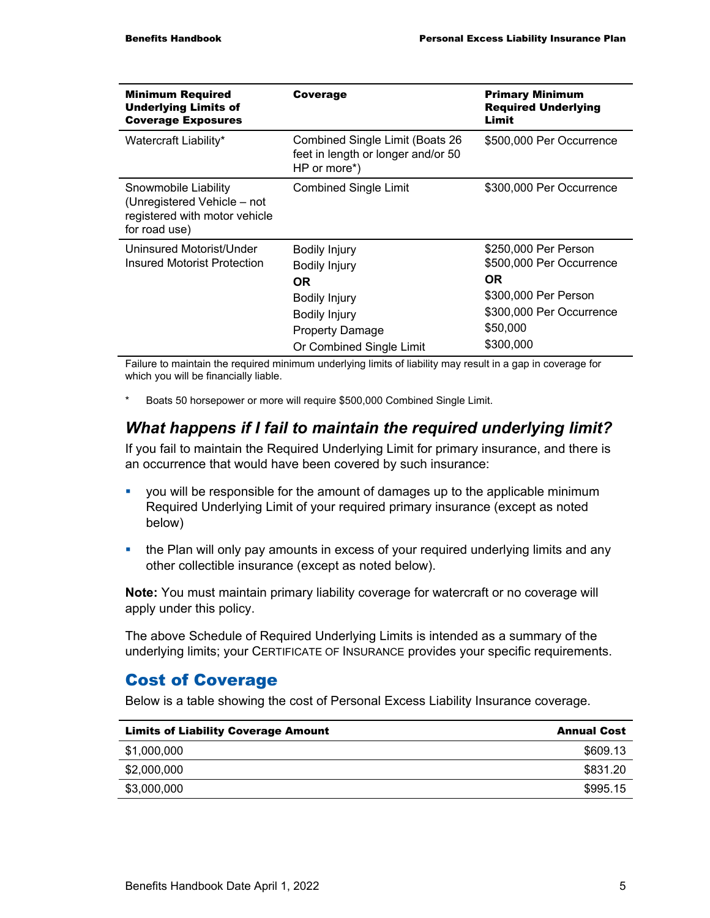| Minimum Required Underlying Limits of Coverage Exposures | Coverage | Primary Minimum Required Underlying Limit |
|---|---|---|
| Watercraft Liability* | Combined Single Limit (Boats 26 feet in length or longer and/or 50 HP or more*) | $500,000 Per Occurrence |
| Snowmobile Liability (Unregistered Vehicle – not registered with motor vehicle for road use) | Combined Single Limit | $300,000 Per Occurrence |
| Uninsured Motorist/Under Insured Motorist Protection | Bodily Injury<br>Bodily Injury<br>**OR**<br>Bodily Injury<br>Bodily Injury<br>Property Damage<br>Or Combined Single Limit | $250,000 Per Person<br>$500,000 Per Occurrence<br>**OR**<br>$300,000 Per Person<br>$300,000 Per Occurrence<br>$50,000<br>$300,000 |

Failure to maintain the required minimum underlying limits of liability may result in a gap in coverage for which you will be financially liable.

\* Boats 50 horsepower or more will require $500,000 Combined Single Limit.

### *What happens if I fail to maintain the required underlying limit?*

If you fail to maintain the Required Underlying Limit for primary insurance, and there is an occurrence that would have been covered by such insurance:

- you will be responsible for the amount of damages up to the applicable minimum Required Underlying Limit of your required primary insurance (except as noted below)
- the Plan will only pay amounts in excess of your required underlying limits and any other collectible insurance (except as noted below).

**Note:** You must maintain primary liability coverage for watercraft or no coverage will apply under this policy.

The above Schedule of Required Underlying Limits is intended as a summary of the underlying limits; your CERTIFICATE OF INSURANCE provides your specific requirements.

## Cost of Coverage

Below is a table showing the cost of Personal Excess Liability Insurance coverage.

| Limits of Liability Coverage Amount | Annual Cost |
|---|---:|
| $1,000,000 | $609.13 |
| $2,000,000 | $831.20 |
| $3,000,000 | $995.15 |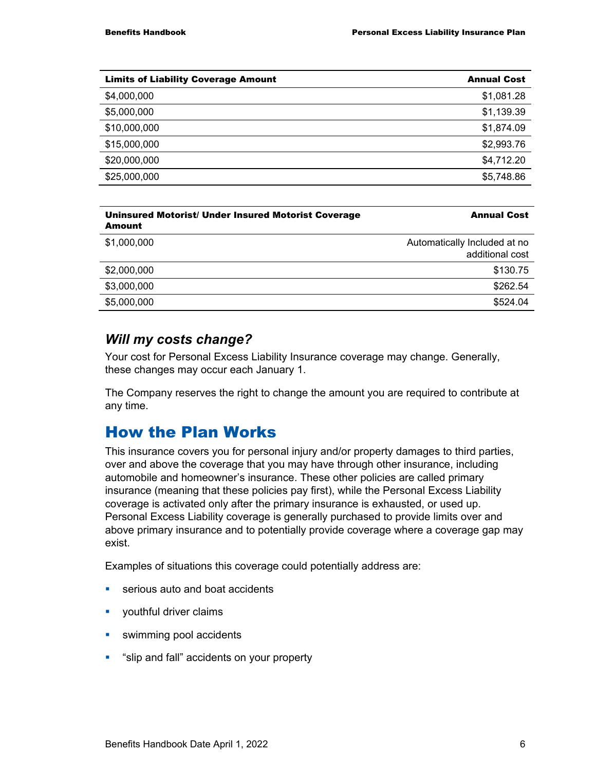| Limits of Liability Coverage Amount | Annual Cost |
|---|---|
| $4,000,000 | $1,081.28 |
| $5,000,000 | $1,139.39 |
| $10,000,000 | $1,874.09 |
| $15,000,000 | $2,993.76 |
| $20,000,000 | $4,712.20 |
| $25,000,000 | $5,748.86 |

| Uninsured Motorist/ Under Insured Motorist Coverage Amount | Annual Cost |
|---|---|
| $1,000,000 | Automatically Included at no additional cost |
| $2,000,000 | $130.75 |
| $3,000,000 | $262.54 |
| $5,000,000 | $524.04 |

### *Will my costs change?*

Your cost for Personal Excess Liability Insurance coverage may change. Generally, these changes may occur each January 1.

The Company reserves the right to change the amount you are required to contribute at any time.

## How the Plan Works

This insurance covers you for personal injury and/or property damages to third parties, over and above the coverage that you may have through other insurance, including automobile and homeowner's insurance. These other policies are called primary insurance (meaning that these policies pay first), while the Personal Excess Liability coverage is activated only after the primary insurance is exhausted, or used up. Personal Excess Liability coverage is generally purchased to provide limits over and above primary insurance and to potentially provide coverage where a coverage gap may exist.

Examples of situations this coverage could potentially address are:

- serious auto and boat accidents
- youthful driver claims
- swimming pool accidents
- "slip and fall" accidents on your property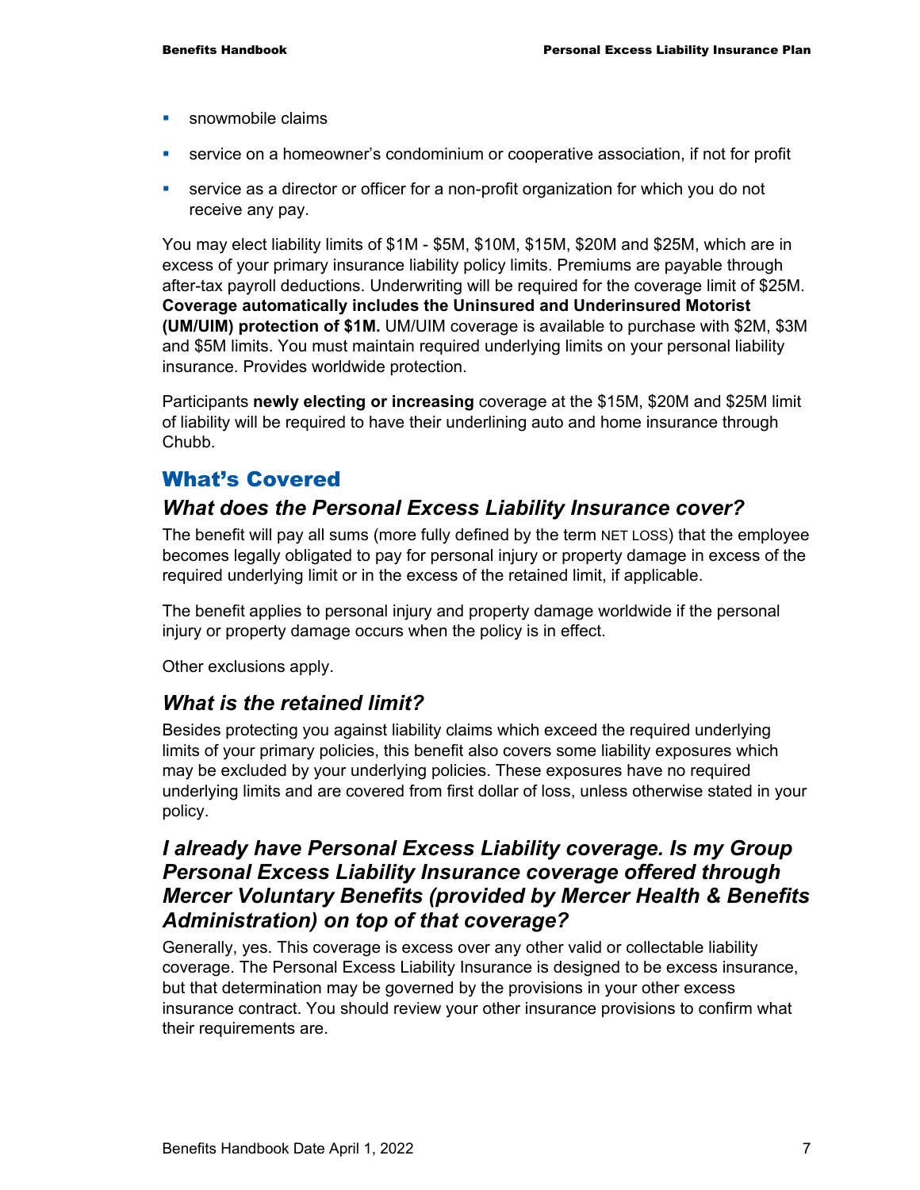- snowmobile claims
- service on a homeowner's condominium or cooperative association, if not for profit
- service as a director or officer for a non-profit organization for which you do not receive any pay.

You may elect liability limits of $1M - $5M, $10M, $15M, $20M and $25M, which are in excess of your primary insurance liability policy limits. Premiums are payable through after-tax payroll deductions. Underwriting will be required for the coverage limit of $25M. **Coverage automatically includes the Uninsured and Underinsured Motorist (UM/UIM) protection of $1M.** UM/UIM coverage is available to purchase with $2M, $3M and $5M limits. You must maintain required underlying limits on your personal liability insurance. Provides worldwide protection.

Participants **newly electing or increasing** coverage at the $15M, $20M and $25M limit of liability will be required to have their underlining auto and home insurance through Chubb.

## What's Covered

### *What does the Personal Excess Liability Insurance cover?*

The benefit will pay all sums (more fully defined by the term NET LOSS) that the employee becomes legally obligated to pay for personal injury or property damage in excess of the required underlying limit or in the excess of the retained limit, if applicable.

The benefit applies to personal injury and property damage worldwide if the personal injury or property damage occurs when the policy is in effect.

Other exclusions apply.

### *What is the retained limit?*

Besides protecting you against liability claims which exceed the required underlying limits of your primary policies, this benefit also covers some liability exposures which may be excluded by your underlying policies. These exposures have no required underlying limits and are covered from first dollar of loss, unless otherwise stated in your policy.

### *I already have Personal Excess Liability coverage. Is my Group Personal Excess Liability Insurance coverage offered through Mercer Voluntary Benefits (provided by Mercer Health & Benefits Administration) on top of that coverage?*

Generally, yes. This coverage is excess over any other valid or collectable liability coverage. The Personal Excess Liability Insurance is designed to be excess insurance, but that determination may be governed by the provisions in your other excess insurance contract. You should review your other insurance provisions to confirm what their requirements are.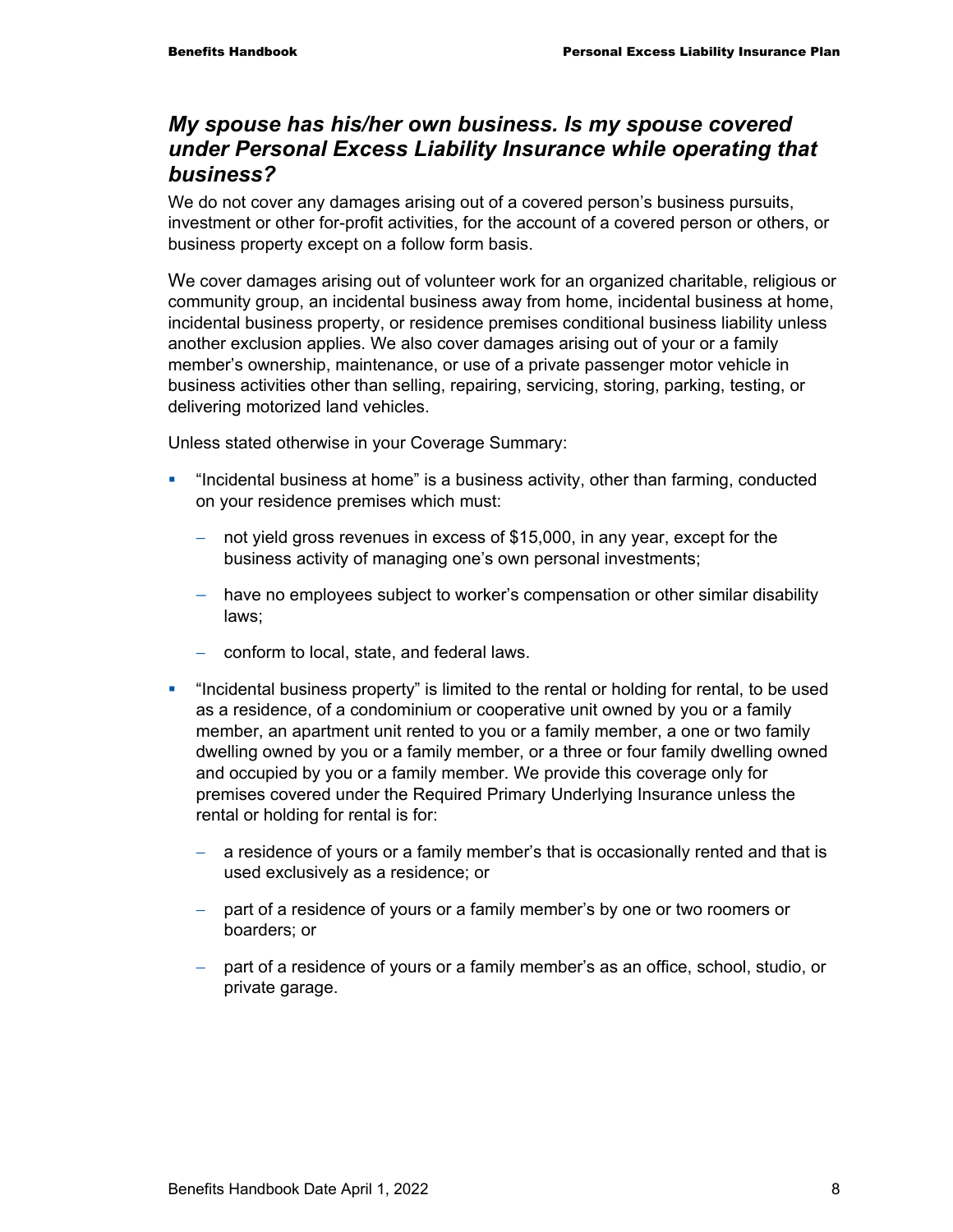## *My spouse has his/her own business. Is my spouse covered under Personal Excess Liability Insurance while operating that business?*

We do not cover any damages arising out of a covered person's business pursuits, investment or other for-profit activities, for the account of a covered person or others, or business property except on a follow form basis.

We cover damages arising out of volunteer work for an organized charitable, religious or community group, an incidental business away from home, incidental business at home, incidental business property, or residence premises conditional business liability unless another exclusion applies. We also cover damages arising out of your or a family member's ownership, maintenance, or use of a private passenger motor vehicle in business activities other than selling, repairing, servicing, storing, parking, testing, or delivering motorized land vehicles.

Unless stated otherwise in your Coverage Summary:

- "Incidental business at home" is a business activity, other than farming, conducted on your residence premises which must:
  - not yield gross revenues in excess of $15,000, in any year, except for the business activity of managing one's own personal investments;
  - have no employees subject to worker's compensation or other similar disability laws;
  - conform to local, state, and federal laws.
- "Incidental business property" is limited to the rental or holding for rental, to be used as a residence, of a condominium or cooperative unit owned by you or a family member, an apartment unit rented to you or a family member, a one or two family dwelling owned by you or a family member, or a three or four family dwelling owned and occupied by you or a family member. We provide this coverage only for premises covered under the Required Primary Underlying Insurance unless the rental or holding for rental is for:
  - a residence of yours or a family member's that is occasionally rented and that is used exclusively as a residence; or
  - part of a residence of yours or a family member's by one or two roomers or boarders; or
  - part of a residence of yours or a family member's as an office, school, studio, or private garage.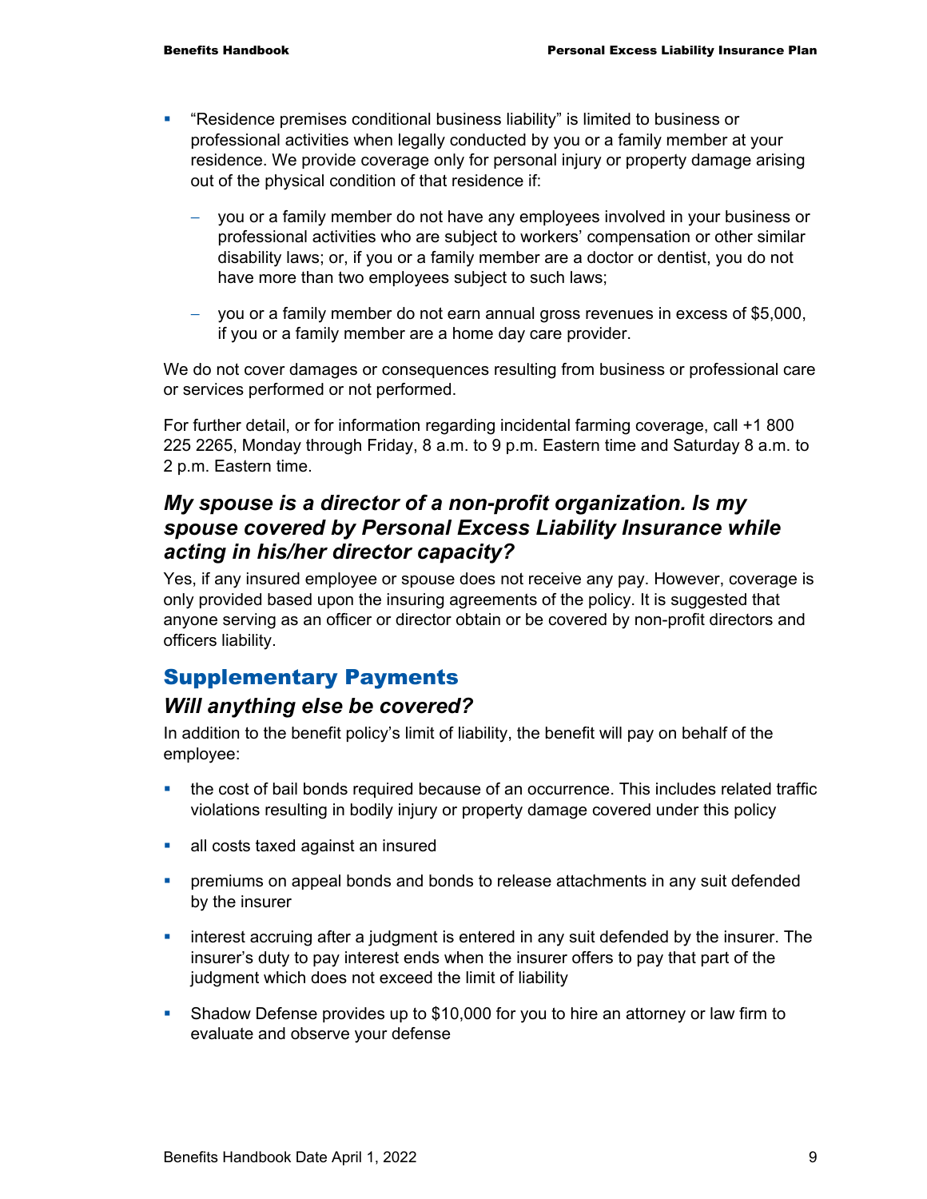- "Residence premises conditional business liability" is limited to business or professional activities when legally conducted by you or a family member at your residence. We provide coverage only for personal injury or property damage arising out of the physical condition of that residence if:
  - you or a family member do not have any employees involved in your business or professional activities who are subject to workers' compensation or other similar disability laws; or, if you or a family member are a doctor or dentist, you do not have more than two employees subject to such laws;
  - you or a family member do not earn annual gross revenues in excess of $5,000, if you or a family member are a home day care provider.

We do not cover damages or consequences resulting from business or professional care or services performed or not performed.

For further detail, or for information regarding incidental farming coverage, call +1 800 225 2265, Monday through Friday, 8 a.m. to 9 p.m. Eastern time and Saturday 8 a.m. to 2 p.m. Eastern time.

### *My spouse is a director of a non-profit organization. Is my spouse covered by Personal Excess Liability Insurance while acting in his/her director capacity?*

Yes, if any insured employee or spouse does not receive any pay. However, coverage is only provided based upon the insuring agreements of the policy. It is suggested that anyone serving as an officer or director obtain or be covered by non-profit directors and officers liability.

## Supplementary Payments

### *Will anything else be covered?*

In addition to the benefit policy's limit of liability, the benefit will pay on behalf of the employee:

- the cost of bail bonds required because of an occurrence. This includes related traffic violations resulting in bodily injury or property damage covered under this policy
- all costs taxed against an insured
- premiums on appeal bonds and bonds to release attachments in any suit defended by the insurer
- interest accruing after a judgment is entered in any suit defended by the insurer. The insurer's duty to pay interest ends when the insurer offers to pay that part of the judgment which does not exceed the limit of liability
- Shadow Defense provides up to $10,000 for you to hire an attorney or law firm to evaluate and observe your defense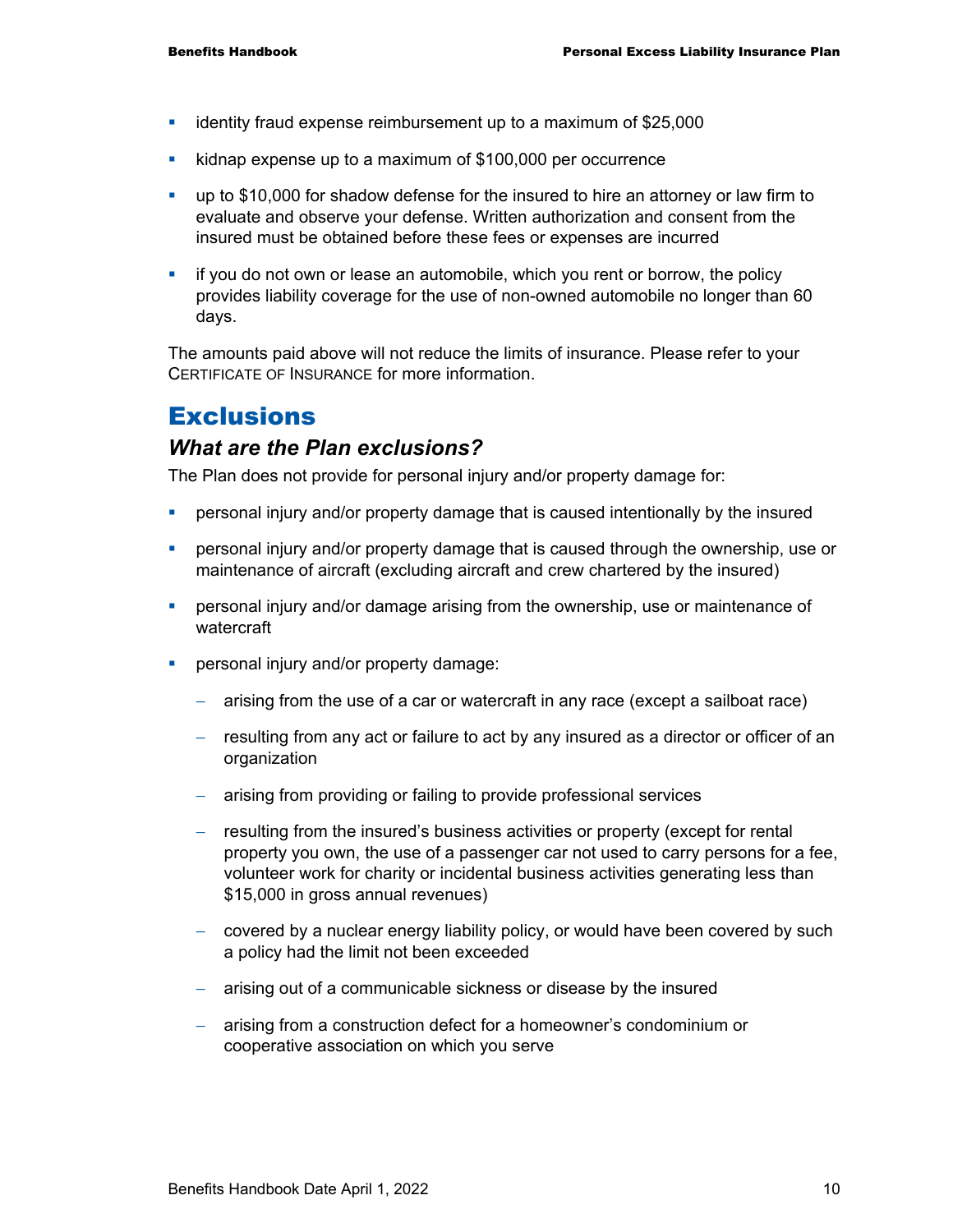- identity fraud expense reimbursement up to a maximum of $25,000
- kidnap expense up to a maximum of $100,000 per occurrence
- up to $10,000 for shadow defense for the insured to hire an attorney or law firm to evaluate and observe your defense. Written authorization and consent from the insured must be obtained before these fees or expenses are incurred
- if you do not own or lease an automobile, which you rent or borrow, the policy provides liability coverage for the use of non-owned automobile no longer than 60 days.

The amounts paid above will not reduce the limits of insurance. Please refer to your CERTIFICATE OF INSURANCE for more information.

# Exclusions

## *What are the Plan exclusions?*

The Plan does not provide for personal injury and/or property damage for:

- personal injury and/or property damage that is caused intentionally by the insured
- personal injury and/or property damage that is caused through the ownership, use or maintenance of aircraft (excluding aircraft and crew chartered by the insured)
- personal injury and/or damage arising from the ownership, use or maintenance of watercraft
- personal injury and/or property damage:
  - arising from the use of a car or watercraft in any race (except a sailboat race)
  - resulting from any act or failure to act by any insured as a director or officer of an organization
  - arising from providing or failing to provide professional services
  - resulting from the insured's business activities or property (except for rental property you own, the use of a passenger car not used to carry persons for a fee, volunteer work for charity or incidental business activities generating less than $15,000 in gross annual revenues)
  - covered by a nuclear energy liability policy, or would have been covered by such a policy had the limit not been exceeded
  - arising out of a communicable sickness or disease by the insured
  - arising from a construction defect for a homeowner's condominium or cooperative association on which you serve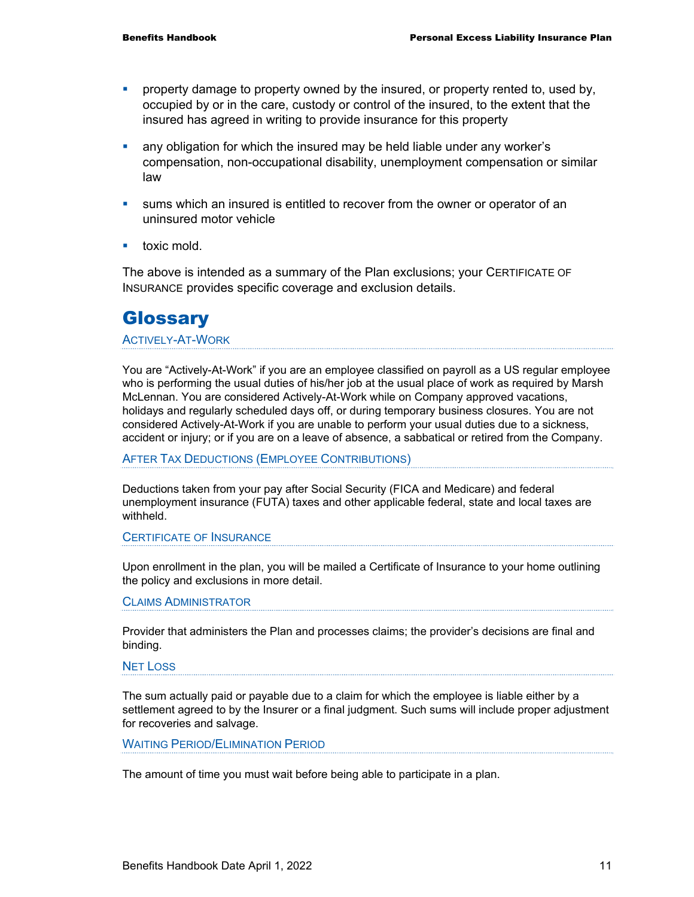- property damage to property owned by the insured, or property rented to, used by, occupied by or in the care, custody or control of the insured, to the extent that the insured has agreed in writing to provide insurance for this property
- any obligation for which the insured may be held liable under any worker's compensation, non-occupational disability, unemployment compensation or similar law
- sums which an insured is entitled to recover from the owner or operator of an uninsured motor vehicle
- toxic mold.

The above is intended as a summary of the Plan exclusions; your CERTIFICATE OF INSURANCE provides specific coverage and exclusion details.

# Glossary

### ACTIVELY-AT-WORK

You are "Actively-At-Work" if you are an employee classified on payroll as a US regular employee who is performing the usual duties of his/her job at the usual place of work as required by Marsh McLennan. You are considered Actively-At-Work while on Company approved vacations, holidays and regularly scheduled days off, or during temporary business closures. You are not considered Actively-At-Work if you are unable to perform your usual duties due to a sickness, accident or injury; or if you are on a leave of absence, a sabbatical or retired from the Company.

### AFTER TAX DEDUCTIONS (EMPLOYEE CONTRIBUTIONS)

Deductions taken from your pay after Social Security (FICA and Medicare) and federal unemployment insurance (FUTA) taxes and other applicable federal, state and local taxes are withheld.

### CERTIFICATE OF INSURANCE

Upon enrollment in the plan, you will be mailed a Certificate of Insurance to your home outlining the policy and exclusions in more detail.

### CLAIMS ADMINISTRATOR

Provider that administers the Plan and processes claims; the provider's decisions are final and binding.

### NET LOSS

The sum actually paid or payable due to a claim for which the employee is liable either by a settlement agreed to by the Insurer or a final judgment. Such sums will include proper adjustment for recoveries and salvage.

### WAITING PERIOD/ELIMINATION PERIOD

The amount of time you must wait before being able to participate in a plan.